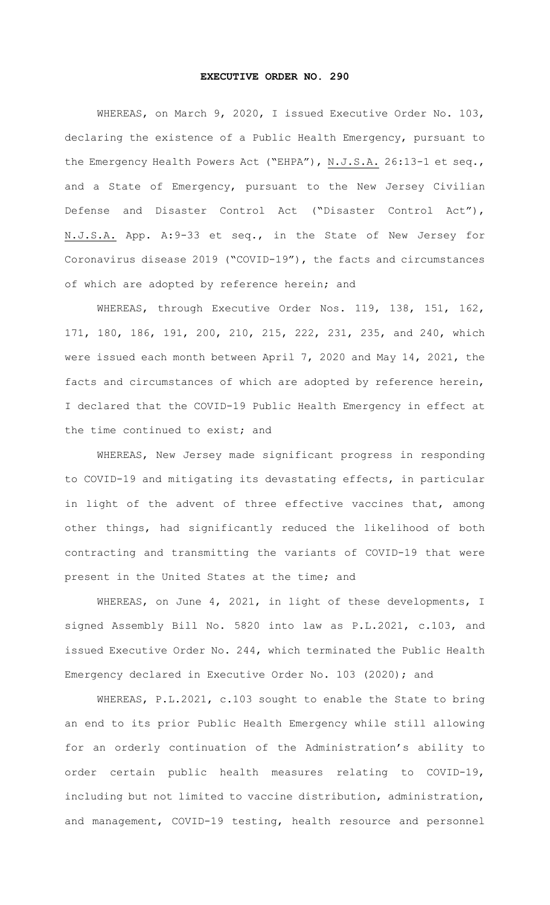# EXECUTIVE ORDER NO. 290

WHEREAS, on March 9, 2020, I issued Executive Order No. 103, declaring the existence of a Public Health Emergency, pursuant to the Emergency Health Powers Act ("EHPA"), N.J.S.A. 26:13-1 et seq., and a State of Emergency, pursuant to the New Jersey Civilian Defense and Disaster Control Act ("Disaster Control Act"), N.J.S.A. App. A:9-33 et seq., in the State of New Jersey for Coronavirus disease 2019 ("COVID-19"), the facts and circumstances of which are adopted by reference herein; and

WHEREAS, through Executive Order Nos. 119, 138, 151, 162, 171, 180, 186, 191, 200, 210, 215, 222, 231, 235, and 240, which were issued each month between April 7, 2020 and May 14, 2021, the facts and circumstances of which are adopted by reference herein, I declared that the COVID-19 Public Health Emergency in effect at the time continued to exist; and

WHEREAS, New Jersey made significant progress in responding to COVID-19 and mitigating its devastating effects, in particular in light of the advent of three effective vaccines that, among other things, had significantly reduced the likelihood of both contracting and transmitting the variants of COVID-19 that were present in the United States at the time; and

WHEREAS, on June 4, 2021, in light of these developments, I signed Assembly Bill No. 5820 into law as P.L.2021, c.103, and issued Executive Order No. 244, which terminated the Public Health Emergency declared in Executive Order No. 103 (2020); and

WHEREAS, P.L.2021, c.103 sought to enable the State to bring an end to its prior Public Health Emergency while still allowing for an orderly continuation of the Administration's ability to order certain public health measures relating to COVID-19, including but not limited to vaccine distribution, administration, and management, COVID-19 testing, health resource and personnel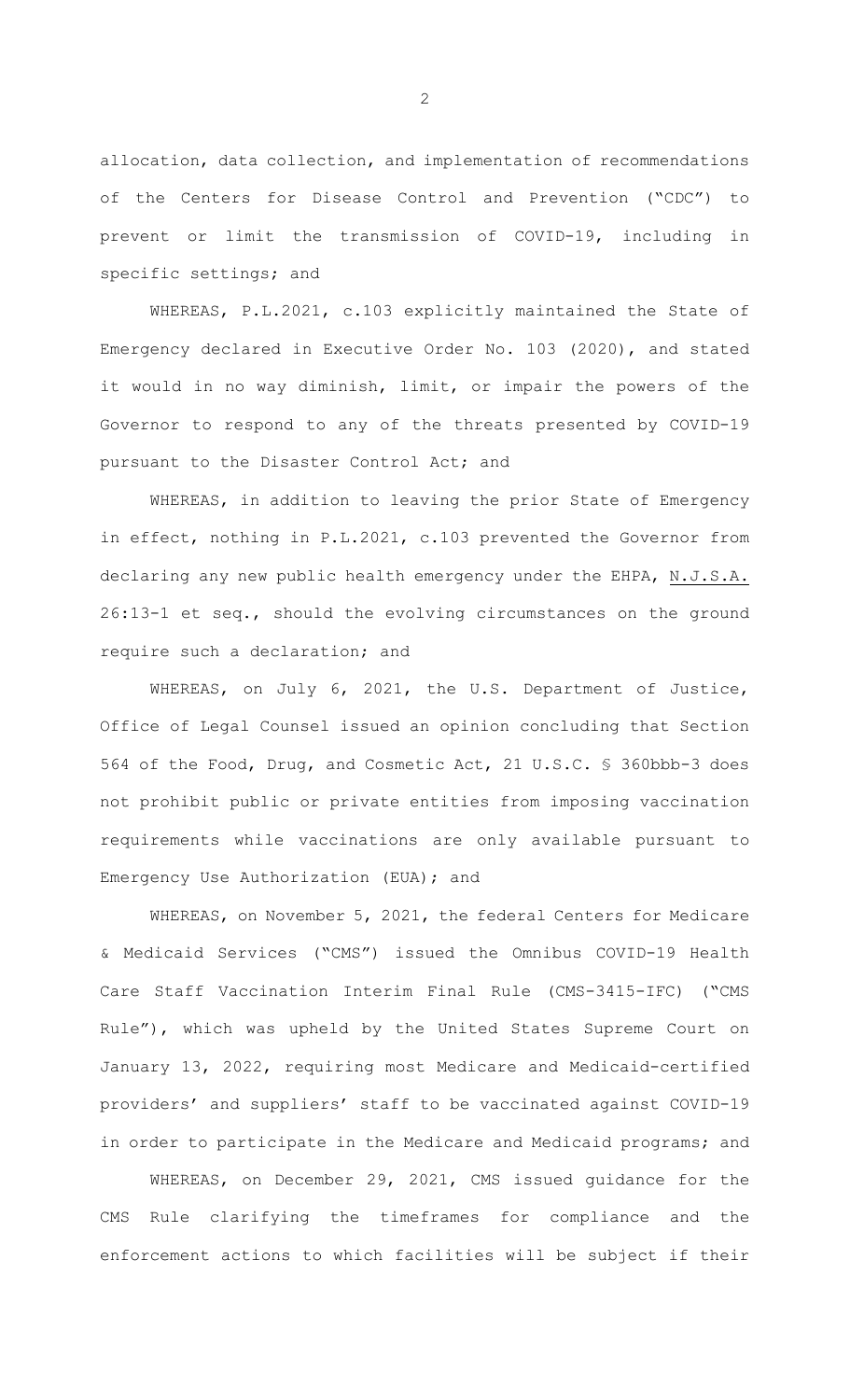allocation, data collection, and implementation of recommendations of the Centers for Disease Control and Prevention ("CDC") to prevent or limit the transmission of COVID-19, including in specific settings; and

WHEREAS, P.L.2021, c.103 explicitly maintained the State of Emergency declared in Executive Order No. 103 (2020), and stated it would in no way diminish, limit, or impair the powers of the Governor to respond to any of the threats presented by COVID-19 pursuant to the Disaster Control Act; and

WHEREAS, in addition to leaving the prior State of Emergency in effect, nothing in P.L.2021, c.103 prevented the Governor from declaring any new public health emergency under the EHPA, N.J.S.A. 26:13-1 et seq., should the evolving circumstances on the ground require such a declaration; and

WHEREAS, on July 6, 2021, the U.S. Department of Justice, Office of Legal Counsel issued an opinion concluding that Section 564 of the Food, Drug, and Cosmetic Act, 21 U.S.C. § 360bbb-3 does not prohibit public or private entities from imposing vaccination requirements while vaccinations are only available pursuant to Emergency Use Authorization (EUA); and

WHEREAS, on November 5, 2021, the federal Centers for Medicare & Medicaid Services ("CMS") issued the Omnibus COVID-19 Health Care Staff Vaccination Interim Final Rule (CMS-3415-IFC) ("CMS Rule"), which was upheld by the United States Supreme Court on January 13, 2022, requiring most Medicare and Medicaid-certified providers' and suppliers' staff to be vaccinated against COVID-19 in order to participate in the Medicare and Medicaid programs; and

WHEREAS, on December 29, 2021, CMS issued guidance for the CMS Rule clarifying the timeframes for compliance and the enforcement actions to which facilities will be subject if their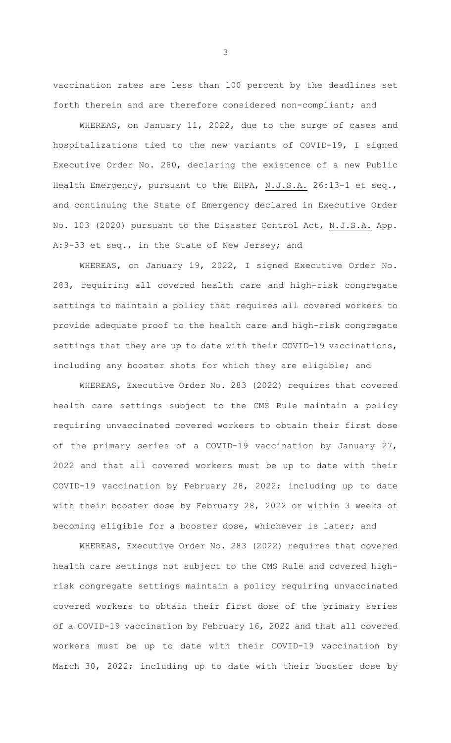vaccination rates are less than 100 percent by the deadlines set forth therein and are therefore considered non-compliant; and

WHEREAS, on January 11, 2022, due to the surge of cases and hospitalizations tied to the new variants of COVID-19, I signed Executive Order No. 280, declaring the existence of a new Public Health Emergency, pursuant to the EHPA, N.J.S.A. 26:13-1 et seq., and continuing the State of Emergency declared in Executive Order No. 103 (2020) pursuant to the Disaster Control Act, N.J.S.A. App. A:9-33 et seq., in the State of New Jersey; and

WHEREAS, on January 19, 2022, I signed Executive Order No. 283, requiring all covered health care and high-risk congregate settings to maintain a policy that requires all covered workers to provide adequate proof to the health care and high-risk congregate settings that they are up to date with their COVID-19 vaccinations, including any booster shots for which they are eligible; and

WHEREAS, Executive Order No. 283 (2022) requires that covered health care settings subject to the CMS Rule maintain a policy requiring unvaccinated covered workers to obtain their first dose of the primary series of a COVID-19 vaccination by January 27, 2022 and that all covered workers must be up to date with their COVID-19 vaccination by February 28, 2022; including up to date with their booster dose by February 28, 2022 or within 3 weeks of becoming eligible for a booster dose, whichever is later; and

WHEREAS, Executive Order No. 283 (2022) requires that covered health care settings not subject to the CMS Rule and covered high-risk congregate settings maintain a policy requiring unvaccinated covered workers to obtain their first dose of the primary series of a COVID-19 vaccination by February 16, 2022 and that all covered workers must be up to date with their COVID-19 vaccination by March 30, 2022; including up to date with their booster dose by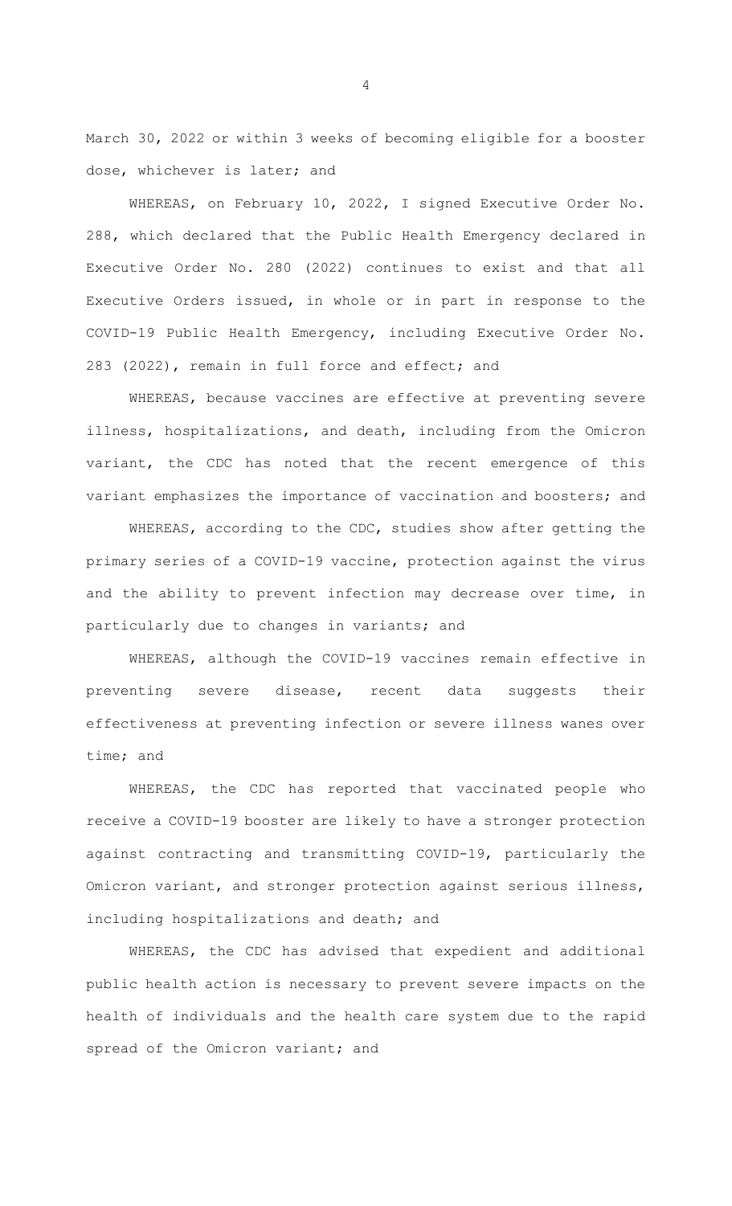March 30, 2022 or within 3 weeks of becoming eligible for a booster dose, whichever is later; and

WHEREAS, on February 10, 2022, I signed Executive Order No. 288, which declared that the Public Health Emergency declared in Executive Order No. 280 (2022) continues to exist and that all Executive Orders issued, in whole or in part in response to the COVID-19 Public Health Emergency, including Executive Order No. 283 (2022), remain in full force and effect; and

WHEREAS, because vaccines are effective at preventing severe illness, hospitalizations, and death, including from the Omicron variant, the CDC has noted that the recent emergence of this variant emphasizes the importance of vaccination and boosters; and

WHEREAS, according to the CDC, studies show after getting the primary series of a COVID-19 vaccine, protection against the virus and the ability to prevent infection may decrease over time, in particularly due to changes in variants; and

WHEREAS, although the COVID-19 vaccines remain effective in preventing severe disease, recent data suggests their effectiveness at preventing infection or severe illness wanes over time; and

WHEREAS, the CDC has reported that vaccinated people who receive a COVID-19 booster are likely to have a stronger protection against contracting and transmitting COVID-19, particularly the Omicron variant, and stronger protection against serious illness, including hospitalizations and death; and

WHEREAS, the CDC has advised that expedient and additional public health action is necessary to prevent severe impacts on the health of individuals and the health care system due to the rapid spread of the Omicron variant; and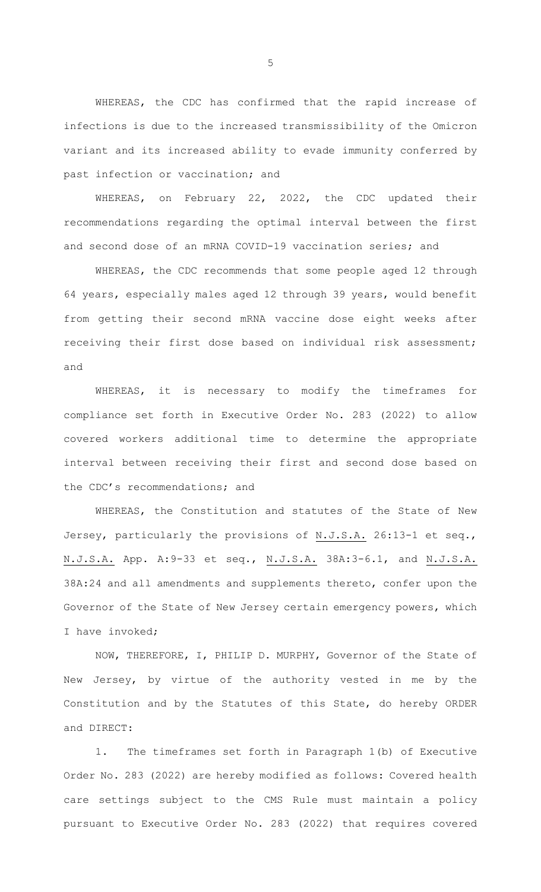WHEREAS, the CDC has confirmed that the rapid increase of infections is due to the increased transmissibility of the Omicron variant and its increased ability to evade immunity conferred by past infection or vaccination; and

WHEREAS, on February 22, 2022, the CDC updated their recommendations regarding the optimal interval between the first and second dose of an mRNA COVID-19 vaccination series; and

WHEREAS, the CDC recommends that some people aged 12 through 64 years, especially males aged 12 through 39 years, would benefit from getting their second mRNA vaccine dose eight weeks after receiving their first dose based on individual risk assessment; and

WHEREAS, it is necessary to modify the timeframes for compliance set forth in Executive Order No. 283 (2022) to allow covered workers additional time to determine the appropriate interval between receiving their first and second dose based on the CDC's recommendations; and

WHEREAS, the Constitution and statutes of the State of New Jersey, particularly the provisions of N.J.S.A. 26:13-1 et seq., N.J.S.A. App. A:9-33 et seq., N.J.S.A. 38A:3-6.1, and N.J.S.A. 38A:24 and all amendments and supplements thereto, confer upon the Governor of the State of New Jersey certain emergency powers, which I have invoked;

NOW, THEREFORE, I, PHILIP D. MURPHY, Governor of the State of New Jersey, by virtue of the authority vested in me by the Constitution and by the Statutes of this State, do hereby ORDER and DIRECT:

1. The timeframes set forth in Paragraph 1(b) of Executive Order No. 283 (2022) are hereby modified as follows: Covered health care settings subject to the CMS Rule must maintain a policy pursuant to Executive Order No. 283 (2022) that requires covered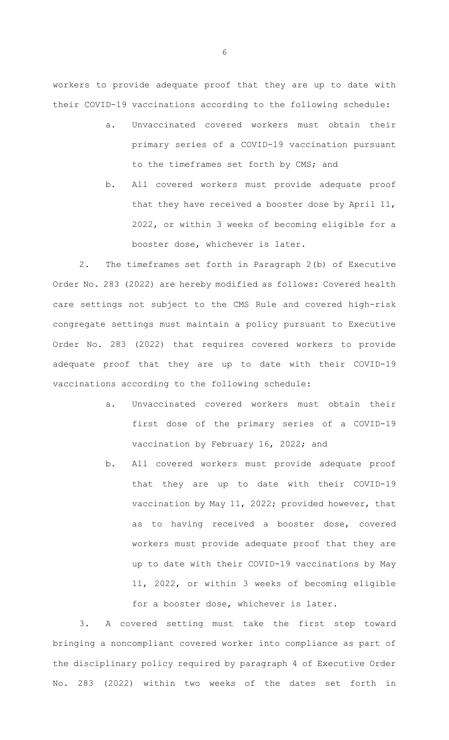workers to provide adequate proof that they are up to date with their COVID-19 vaccinations according to the following schedule:

a. Unvaccinated covered workers must obtain their primary series of a COVID-19 vaccination pursuant to the timeframes set forth by CMS; and

b. All covered workers must provide adequate proof that they have received a booster dose by April 11, 2022, or within 3 weeks of becoming eligible for a booster dose, whichever is later.

2. The timeframes set forth in Paragraph 2(b) of Executive Order No. 283 (2022) are hereby modified as follows: Covered health care settings not subject to the CMS Rule and covered high-risk congregate settings must maintain a policy pursuant to Executive Order No. 283 (2022) that requires covered workers to provide adequate proof that they are up to date with their COVID-19 vaccinations according to the following schedule:

a. Unvaccinated covered workers must obtain their first dose of the primary series of a COVID-19 vaccination by February 16, 2022; and

b. All covered workers must provide adequate proof that they are up to date with their COVID-19 vaccination by May 11, 2022; provided however, that as to having received a booster dose, covered workers must provide adequate proof that they are up to date with their COVID-19 vaccinations by May 11, 2022, or within 3 weeks of becoming eligible for a booster dose, whichever is later.

3. A covered setting must take the first step toward bringing a noncompliant covered worker into compliance as part of the disciplinary policy required by paragraph 4 of Executive Order No. 283 (2022) within two weeks of the dates set forth in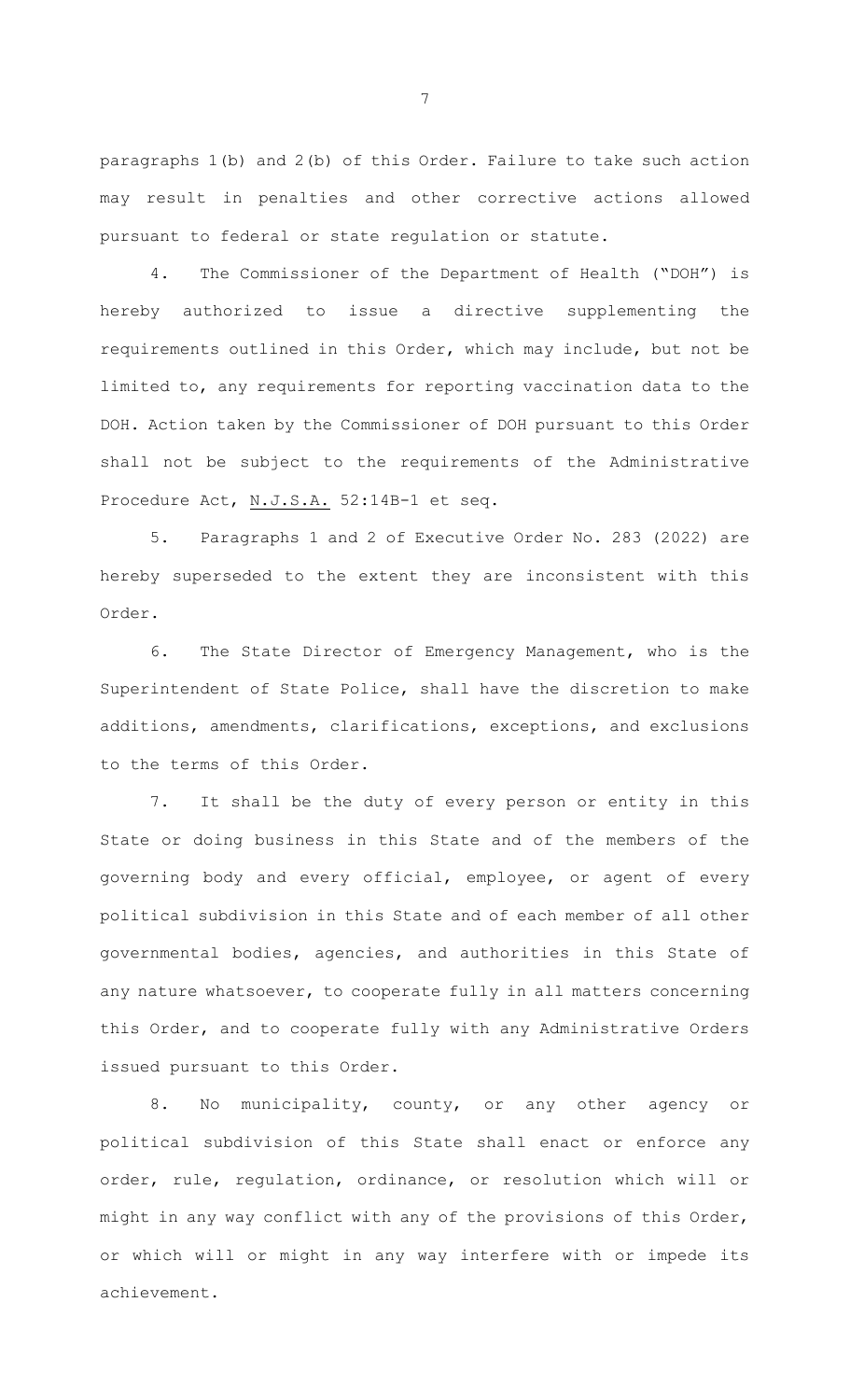paragraphs 1(b) and 2(b) of this Order. Failure to take such action may result in penalties and other corrective actions allowed pursuant to federal or state regulation or statute.

4. The Commissioner of the Department of Health ("DOH") is hereby authorized to issue a directive supplementing the requirements outlined in this Order, which may include, but not be limited to, any requirements for reporting vaccination data to the DOH. Action taken by the Commissioner of DOH pursuant to this Order shall not be subject to the requirements of the Administrative Procedure Act, N.J.S.A. 52:14B-1 et seq.

5. Paragraphs 1 and 2 of Executive Order No. 283 (2022) are hereby superseded to the extent they are inconsistent with this Order.

6. The State Director of Emergency Management, who is the Superintendent of State Police, shall have the discretion to make additions, amendments, clarifications, exceptions, and exclusions to the terms of this Order.

7. It shall be the duty of every person or entity in this State or doing business in this State and of the members of the governing body and every official, employee, or agent of every political subdivision in this State and of each member of all other governmental bodies, agencies, and authorities in this State of any nature whatsoever, to cooperate fully in all matters concerning this Order, and to cooperate fully with any Administrative Orders issued pursuant to this Order.

8. No municipality, county, or any other agency or political subdivision of this State shall enact or enforce any order, rule, regulation, ordinance, or resolution which will or might in any way conflict with any of the provisions of this Order, or which will or might in any way interfere with or impede its achievement.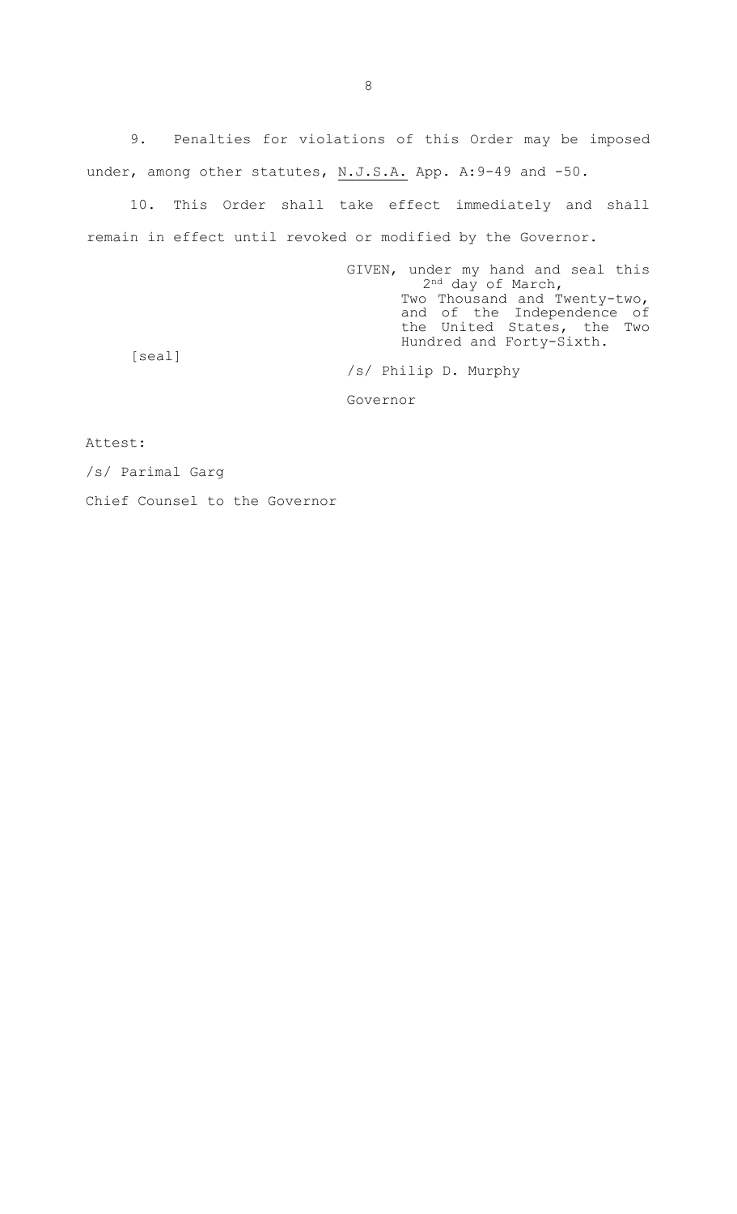9. Penalties for violations of this Order may be imposed under, among other statutes, N.J.S.A. App. A:9-49 and -50.

10. This Order shall take effect immediately and shall remain in effect until revoked or modified by the Governor.

GIVEN, under my hand and seal this 2nd day of March, Two Thousand and Twenty-two, and of the Independence of the United States, the Two Hundred and Forty-Sixth.

[seal]

/s/ Philip D. Murphy

Governor

Attest:

/s/ Parimal Garg

Chief Counsel to the Governor